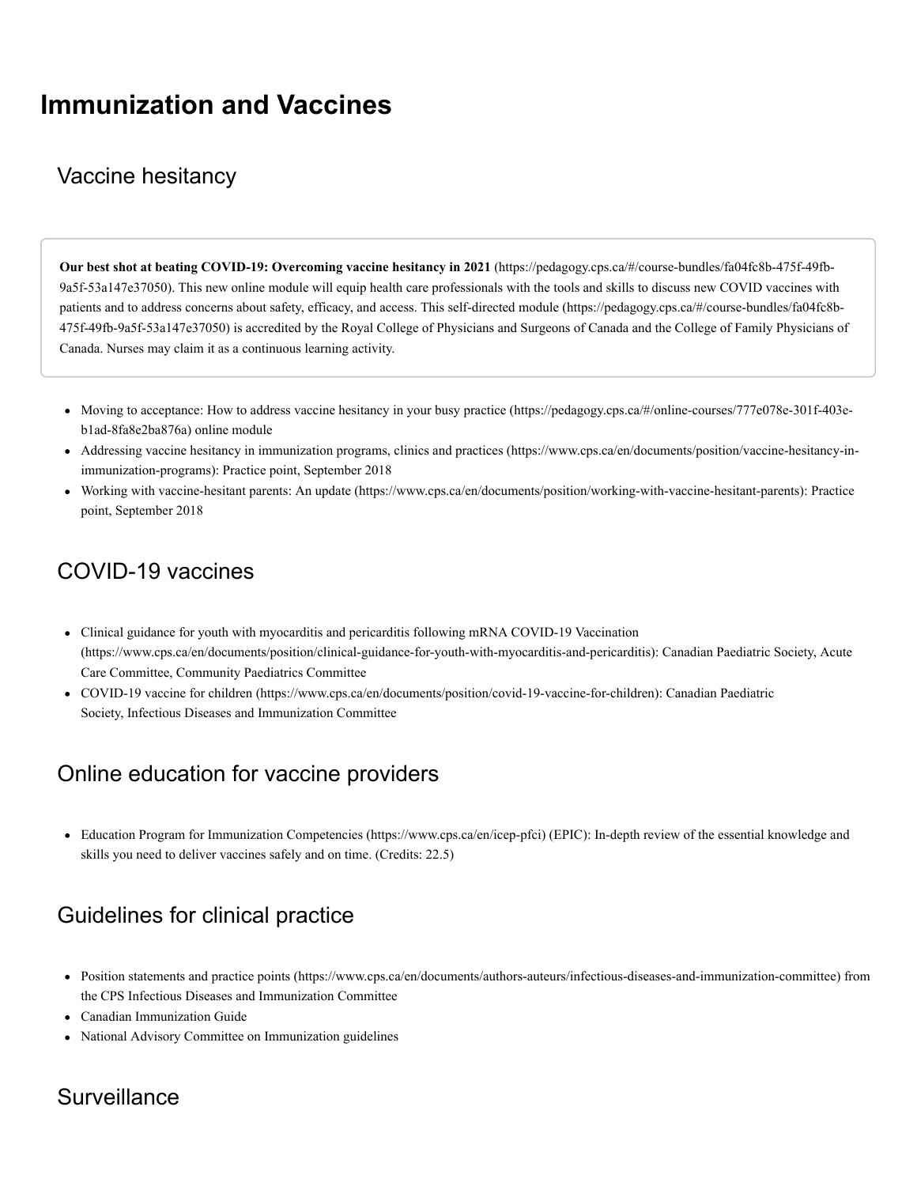# Immunization and Vaccines

## Vaccine hesitancy

**Our best shot at beating COVID-19: Overcoming vaccine hesitancy in 2021** (https://pedagogy.cps.ca/#/course-bundles/fa04fc8b-475f-49fb-9a5f-53a147e37050). This new online module will equip health care professionals with the tools and skills to discuss new COVID vaccines with patients and to address concerns about safety, efficacy, and access. This self-directed module (https://pedagogy.cps.ca/#/course-bundles/fa04fc8b-475f-49fb-9a5f-53a147e37050) is accredited by the Royal College of Physicians and Surgeons of Canada and the College of Family Physicians of Canada. Nurses may claim it as a continuous learning activity.

- Moving to acceptance: How to address vaccine hesitancy in your busy practice (https://pedagogy.cps.ca/#/online-courses/777e078e-301f-403e-b1ad-8fa8e2ba876a) online module
- Addressing vaccine hesitancy in immunization programs, clinics and practices (https://www.cps.ca/en/documents/position/vaccine-hesitancy-in-immunization-programs): Practice point, September 2018
- Working with vaccine-hesitant parents: An update (https://www.cps.ca/en/documents/position/working-with-vaccine-hesitant-parents): Practice point, September 2018

## COVID-19 vaccines

- Clinical guidance for youth with myocarditis and pericarditis following mRNA COVID-19 Vaccination (https://www.cps.ca/en/documents/position/clinical-guidance-for-youth-with-myocarditis-and-pericarditis): Canadian Paediatric Society, Acute Care Committee, Community Paediatrics Committee
- COVID-19 vaccine for children (https://www.cps.ca/en/documents/position/covid-19-vaccine-for-children): Canadian Paediatric Society, Infectious Diseases and Immunization Committee

## Online education for vaccine providers

- Education Program for Immunization Competencies (https://www.cps.ca/en/icep-pfci) (EPIC): In-depth review of the essential knowledge and skills you need to deliver vaccines safely and on time. (Credits: 22.5)

## Guidelines for clinical practice

- Position statements and practice points (https://www.cps.ca/en/documents/authors-auteurs/infectious-diseases-and-immunization-committee) from the CPS Infectious Diseases and Immunization Committee
- Canadian Immunization Guide
- National Advisory Committee on Immunization guidelines

## Surveillance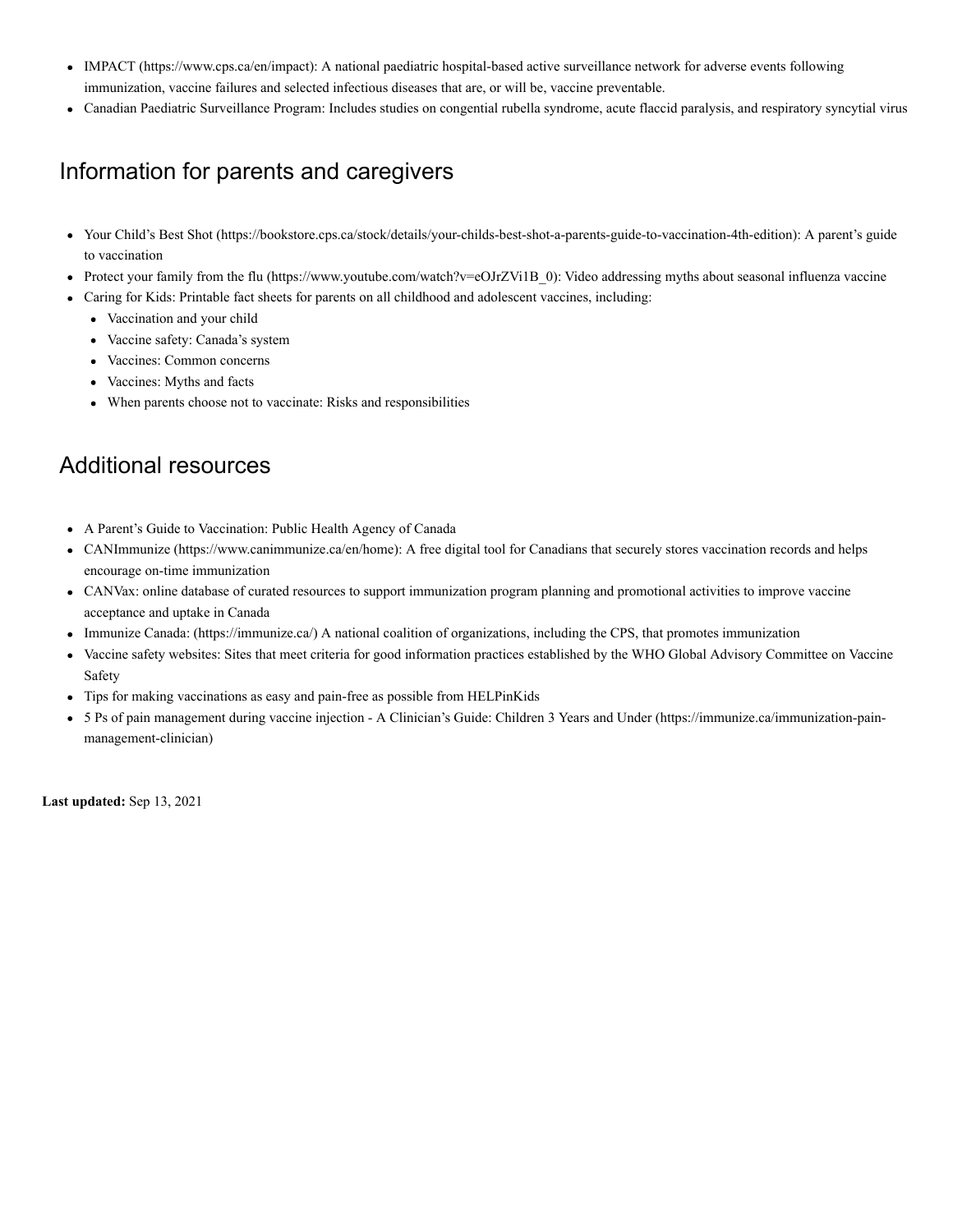- IMPACT (https://www.cps.ca/en/impact): A national paediatric hospital-based active surveillance network for adverse events following immunization, vaccine failures and selected infectious diseases that are, or will be, vaccine preventable.
- Canadian Paediatric Surveillance Program: Includes studies on congential rubella syndrome, acute flaccid paralysis, and respiratory syncytial virus

## Information for parents and caregivers

- Your Child's Best Shot (https://bookstore.cps.ca/stock/details/your-childs-best-shot-a-parents-guide-to-vaccination-4th-edition): A parent's guide to vaccination
- Protect your family from the flu (https://www.youtube.com/watch?v=eOJrZVi1B_0): Video addressing myths about seasonal influenza vaccine
- Caring for Kids: Printable fact sheets for parents on all childhood and adolescent vaccines, including:
  - Vaccination and your child
  - Vaccine safety: Canada's system
  - Vaccines: Common concerns
  - Vaccines: Myths and facts
  - When parents choose not to vaccinate: Risks and responsibilities

## Additional resources

- A Parent's Guide to Vaccination: Public Health Agency of Canada
- CANImmunize (https://www.canimmunize.ca/en/home): A free digital tool for Canadians that securely stores vaccination records and helps encourage on-time immunization
- CANVax: online database of curated resources to support immunization program planning and promotional activities to improve vaccine acceptance and uptake in Canada
- Immunize Canada: (https://immunize.ca/) A national coalition of organizations, including the CPS, that promotes immunization
- Vaccine safety websites: Sites that meet criteria for good information practices established by the WHO Global Advisory Committee on Vaccine Safety
- Tips for making vaccinations as easy and pain-free as possible from HELPinKids
- 5 Ps of pain management during vaccine injection - A Clinician's Guide: Children 3 Years and Under (https://immunize.ca/immunization-pain-management-clinician)

**Last updated:** Sep 13, 2021